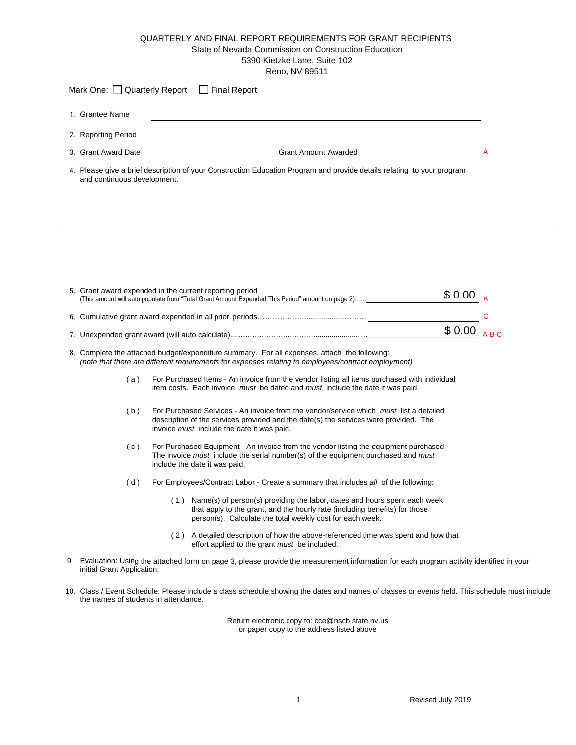# QUARTERLY AND FINAL REPORT REQUIREMENTS FOR GRANT RECIPIENTS

State of Nevada Commission on Construction Education
5390 Kietzke Lane, Suite 102
Reno, NV 89511

Mark One: ☐ Quarterly Report ☐ Final Report

1. Grantee Name \_\_\_\_\_\_\_\_\_\_\_\_\_\_\_\_\_\_\_\_\_\_\_\_\_\_\_\_\_\_

2. Reporting Period \_\_\_\_\_\_\_\_\_\_\_\_\_\_\_\_\_\_\_\_\_\_\_\_\_\_\_\_\_\_

3. Grant Award Date \_\_\_\_\_\_\_\_\_\_\_\_ Grant Amount Awarded \_\_\_\_\_\_\_\_\_\_\_\_\_\_\_\_ A

4. Please give a brief description of your Construction Education Program and provide details relating to your program and continuous development.

5. Grant award expended in the current reporting period
   (This amount will auto populate from "Total Grant Amount Expended This Period" amount on page 2)...... $ 0.00 B

6. Cumulative grant award expended in all prior periods………………................…….. \_\_\_\_\_\_\_\_\_\_\_\_\_\_\_\_ C

7. Unexpended grant award (will auto calculate)....………………………….................... $ 0.00 A-B-C

8. Complete the attached budget/expenditure summary. For all expenses, attach the following:
   *(note that there are different requirements for expenses relating to employees/contract employment)*

   (a) For Purchased Items - An invoice from the vendor listing all items purchased with individual item costs. Each invoice *must* be dated and *must* include the date it was paid.

   (b) For Purchased Services - An invoice from the vendor/service which *must* list a detailed description of the services provided and the date(s) the services were provided. The invoice *must* include the date it was paid.

   (c) For Purchased Equipment - An invoice from the vendor listing the equipment purchased The invoice *must* include the serial number(s) of the equipment purchased and *must* include the date it was paid.

   (d) For Employees/Contract Labor - Create a summary that includes *all* of the following:

      (1) Name(s) of person(s) providing the labor, dates and hours spent each week that apply to the grant, and the hourly rate (including benefits) for those person(s). Calculate the total weekly cost for each week.

      (2) A detailed description of how the above-referenced time was spent and how that effort applied to the grant *must* be included.

9. Evaluation: Using the attached form on page 3, please provide the measurement information for each program activity identified in your initial Grant Application.

10. Class / Event Schedule: Please include a class schedule showing the dates and names of classes or events held. This schedule must include the names of students in attendance.

Return electronic copy to: cce@nscb.state.nv.us
or paper copy to the address listed above

Revised July 2019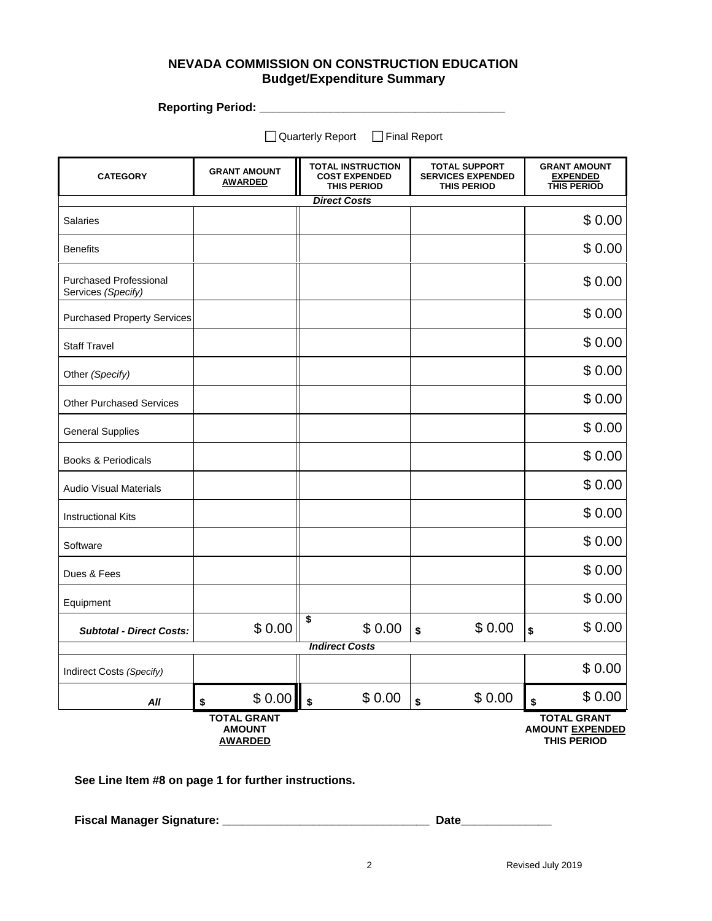# NEVADA COMMISSION ON CONSTRUCTION EDUCATION
## Budget/Expenditure Summary

**Reporting Period: ______________________________________**

☐ Quarterly Report ☐ Final Report

| CATEGORY | GRANT AMOUNT AWARDED | TOTAL INSTRUCTION COST EXPENDED THIS PERIOD | TOTAL SUPPORT SERVICES EXPENDED THIS PERIOD | GRANT AMOUNT EXPENDED THIS PERIOD |
|---|---|---|---|---|
| | | ***Direct Costs*** | | |
| Salaries | | | | $ 0.00 |
| Benefits | | | | $ 0.00 |
| Purchased Professional Services *(Specify)* | | | | $ 0.00 |
| Purchased Property Services | | | | $ 0.00 |
| Staff Travel | | | | $ 0.00 |
| Other *(Specify)* | | | | $ 0.00 |
| Other Purchased Services | | | | $ 0.00 |
| General Supplies | | | | $ 0.00 |
| Books & Periodicals | | | | $ 0.00 |
| Audio Visual Materials | | | | $ 0.00 |
| Instructional Kits | | | | $ 0.00 |
| Software | | | | $ 0.00 |
| Dues & Fees | | | | $ 0.00 |
| Equipment | | | | $ 0.00 |
| ***Subtotal - Direct Costs:*** | $ 0.00 | $ $ 0.00 | $ $ 0.00 | $ $ 0.00 |
| | | ***Indirect Costs*** | | |
| Indirect Costs *(Specify)* | | | | $ 0.00 |
| ***All*** | $ $ 0.00 | $ $ 0.00 | $ $ 0.00 | $ $ 0.00 |
| | **TOTAL GRANT AMOUNT AWARDED** | | | **TOTAL GRANT AMOUNT EXPENDED THIS PERIOD** |

**See Line Item #8 on page 1 for further instructions.**

**Fiscal Manager Signature: ________________________________ Date______________**

Revised July 2019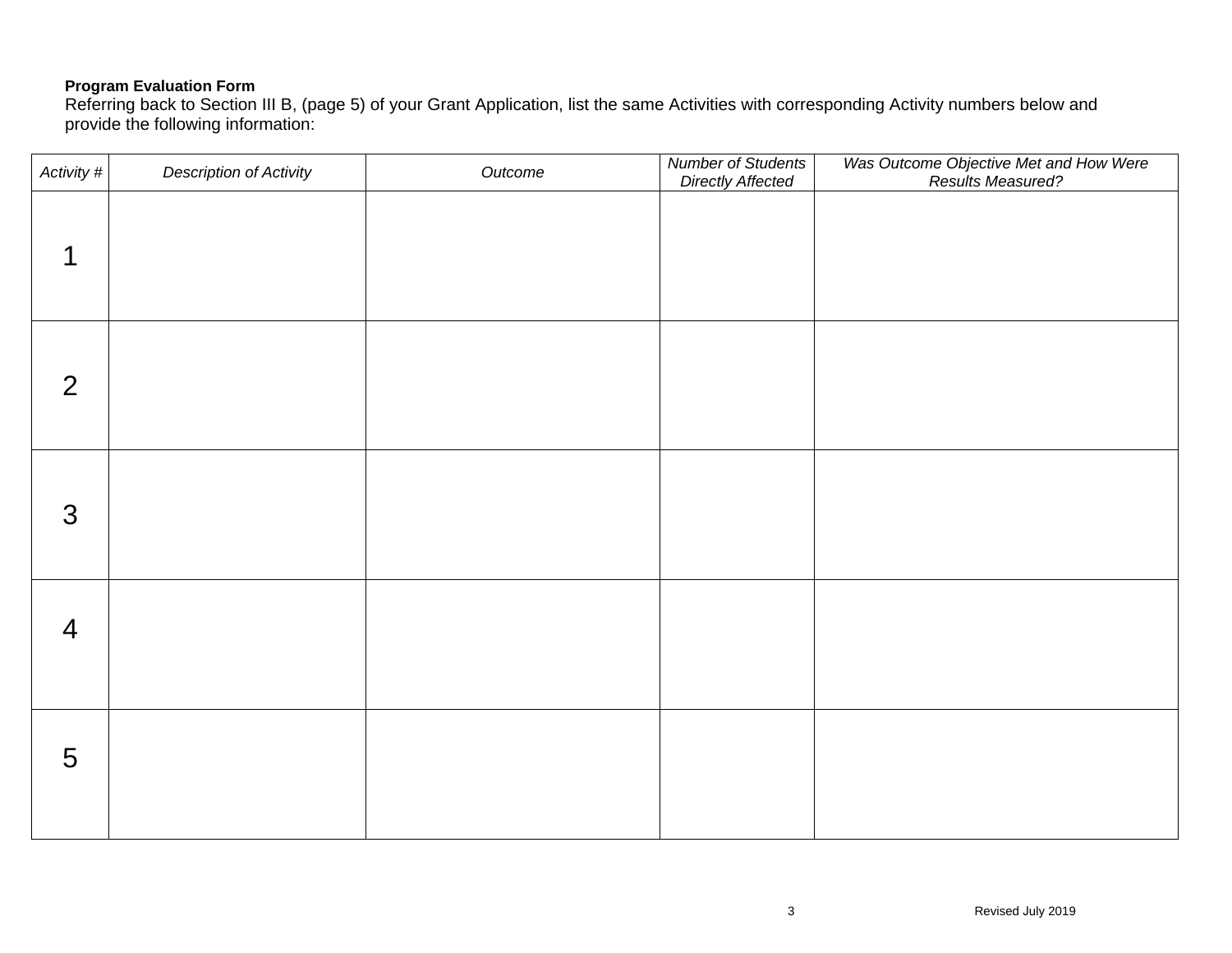**Program Evaluation Form**

Referring back to Section III B, (page 5) of your Grant Application, list the same Activities with corresponding Activity numbers below and provide the following information:

| *Activity #* | *Description of Activity* | *Outcome* | *Number of Students Directly Affected* | *Was Outcome Objective Met and How Were Results Measured?* |
|---|---|---|---|---|
| 1 | | | | |
| 2 | | | | |
| 3 | | | | |
| 4 | | | | |
| 5 | | | | |

Revised July 2019